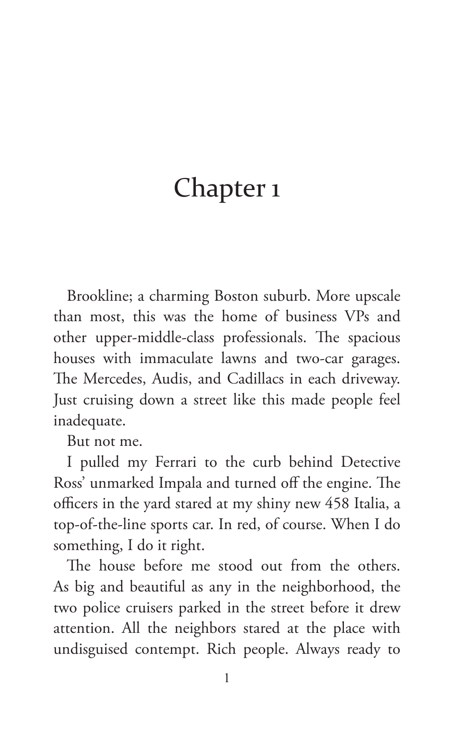# Chapter 1

Brookline; a charming Boston suburb. More upscale than most, this was the home of business VPs and other upper-middle-class professionals. The spacious houses with immaculate lawns and two-car garages. The Mercedes, Audis, and Cadillacs in each driveway. Just cruising down a street like this made people feel inadequate.

But not me.

I pulled my Ferrari to the curb behind Detective Ross' unmarked Impala and turned off the engine. The officers in the yard stared at my shiny new 458 Italia, a top-of-the-line sports car. In red, of course. When I do something, I do it right.

The house before me stood out from the others. As big and beautiful as any in the neighborhood, the two police cruisers parked in the street before it drew attention. All the neighbors stared at the place with undisguised contempt. Rich people. Always ready to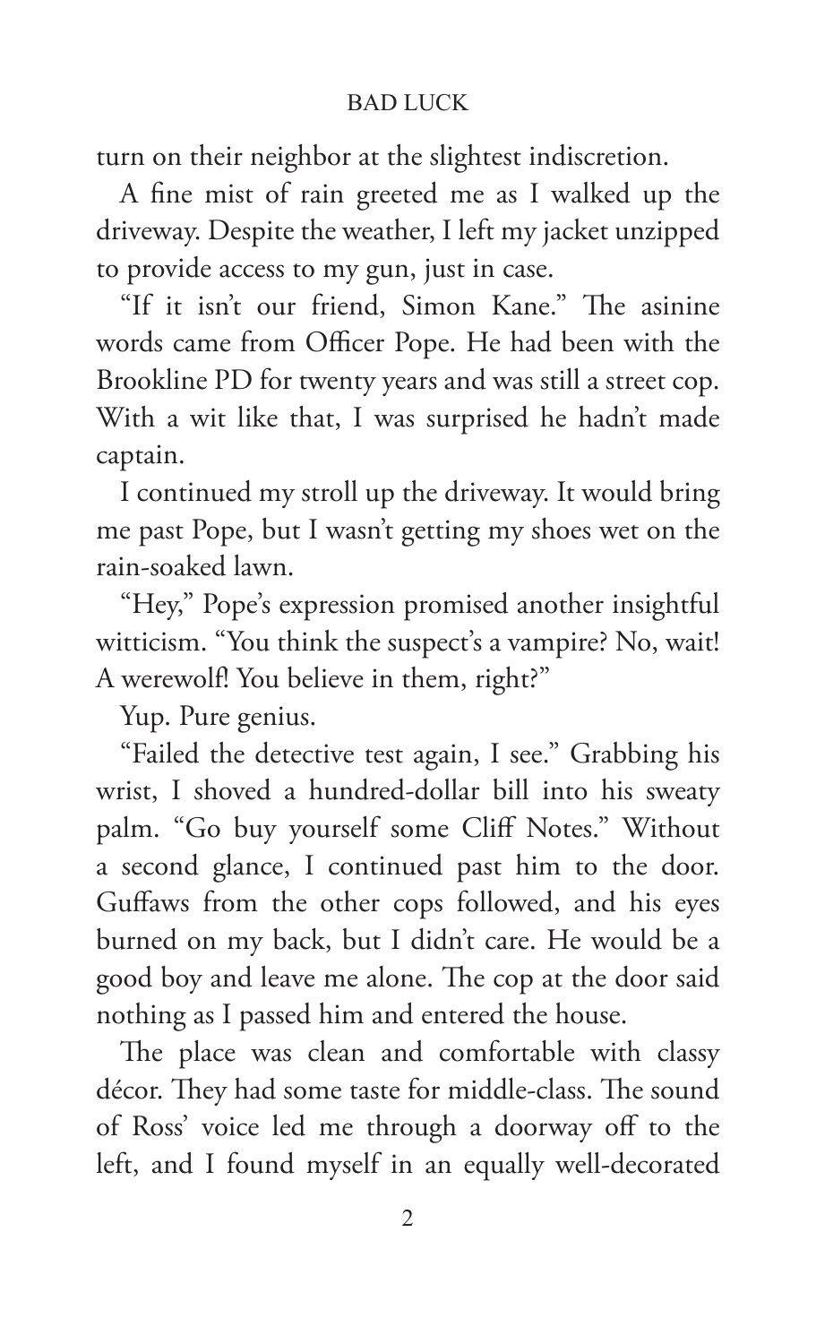turn on their neighbor at the slightest indiscretion.

A fine mist of rain greeted me as I walked up the driveway. Despite the weather, I left my jacket unzipped to provide access to my gun, just in case.

"If it isn't our friend, Simon Kane." The asinine words came from Officer Pope. He had been with the Brookline PD for twenty years and was still a street cop. With a wit like that, I was surprised he hadn't made captain.

I continued my stroll up the driveway. It would bring me past Pope, but I wasn't getting my shoes wet on the rain-soaked lawn.

"Hey," Pope's expression promised another insightful witticism. "You think the suspect's a vampire? No, wait! A werewolf! You believe in them, right?"

Yup. Pure genius.

"Failed the detective test again, I see." Grabbing his wrist, I shoved a hundred-dollar bill into his sweaty palm. "Go buy yourself some Cliff Notes." Without a second glance, I continued past him to the door. Guffaws from the other cops followed, and his eyes burned on my back, but I didn't care. He would be a good boy and leave me alone. The cop at the door said nothing as I passed him and entered the house.

The place was clean and comfortable with classy décor. They had some taste for middle-class. The sound of Ross' voice led me through a doorway off to the left, and I found myself in an equally well-decorated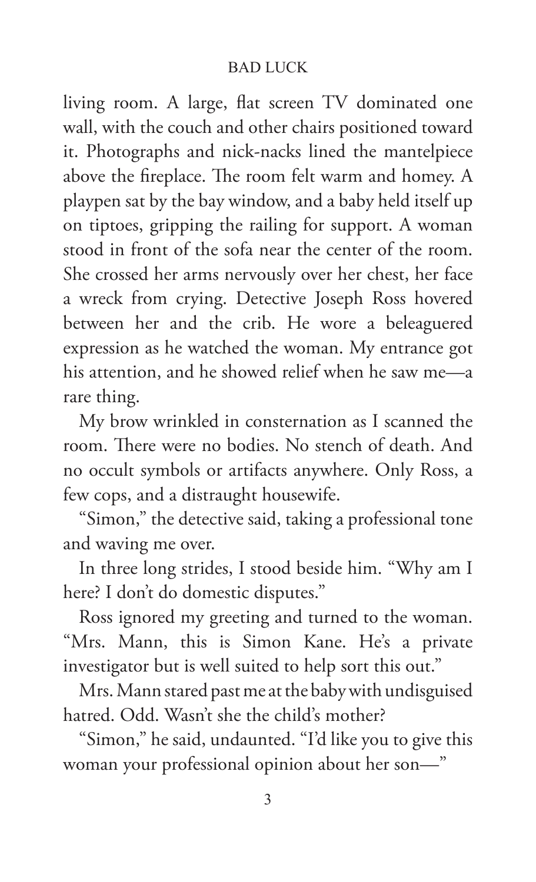living room. A large, flat screen TV dominated one wall, with the couch and other chairs positioned toward it. Photographs and nick-nacks lined the mantelpiece above the fireplace. The room felt warm and homey. A playpen sat by the bay window, and a baby held itself up on tiptoes, gripping the railing for support. A woman stood in front of the sofa near the center of the room. She crossed her arms nervously over her chest, her face a wreck from crying. Detective Joseph Ross hovered between her and the crib. He wore a beleaguered expression as he watched the woman. My entrance got his attention, and he showed relief when he saw me—a rare thing.

My brow wrinkled in consternation as I scanned the room. There were no bodies. No stench of death. And no occult symbols or artifacts anywhere. Only Ross, a few cops, and a distraught housewife.

"Simon," the detective said, taking a professional tone and waving me over.

In three long strides, I stood beside him. "Why am I here? I don't do domestic disputes."

Ross ignored my greeting and turned to the woman. "Mrs. Mann, this is Simon Kane. He's a private investigator but is well suited to help sort this out."

Mrs. Mann stared past me at the baby with undisguised hatred. Odd. Wasn't she the child's mother?

"Simon," he said, undaunted. "I'd like you to give this woman your professional opinion about her son—"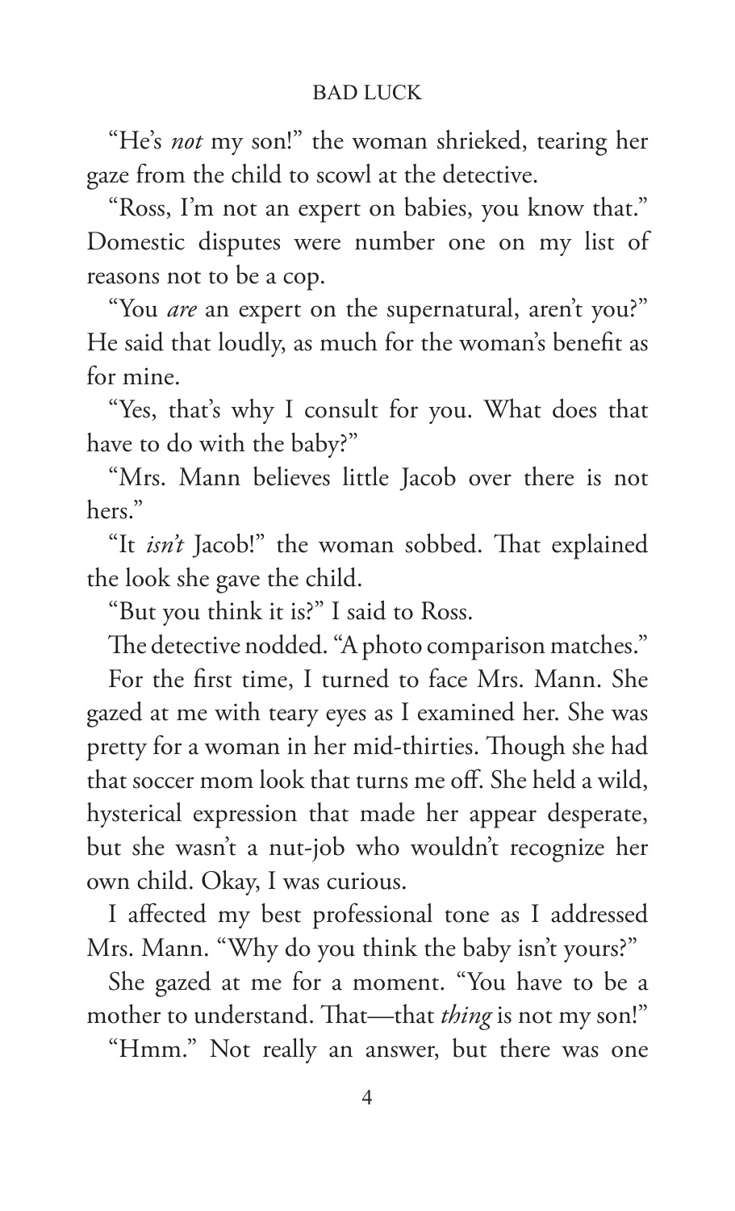"He's *not* my son!" the woman shrieked, tearing her gaze from the child to scowl at the detective.

"Ross, I'm not an expert on babies, you know that." Domestic disputes were number one on my list of reasons not to be a cop.

"You *are* an expert on the supernatural, aren't you?" He said that loudly, as much for the woman's benefit as for mine.

"Yes, that's why I consult for you. What does that have to do with the baby?"

"Mrs. Mann believes little Jacob over there is not hers."

"It *isn't* Jacob!" the woman sobbed. That explained the look she gave the child.

"But you think it is?" I said to Ross.

The detective nodded. "A photo comparison matches."

For the first time, I turned to face Mrs. Mann. She gazed at me with teary eyes as I examined her. She was pretty for a woman in her mid-thirties. Though she had that soccer mom look that turns me off. She held a wild, hysterical expression that made her appear desperate, but she wasn't a nut-job who wouldn't recognize her own child. Okay, I was curious.

I affected my best professional tone as I addressed Mrs. Mann. "Why do you think the baby isn't yours?"

She gazed at me for a moment. "You have to be a mother to understand. That—that *thing* is not my son!"

"Hmm." Not really an answer, but there was one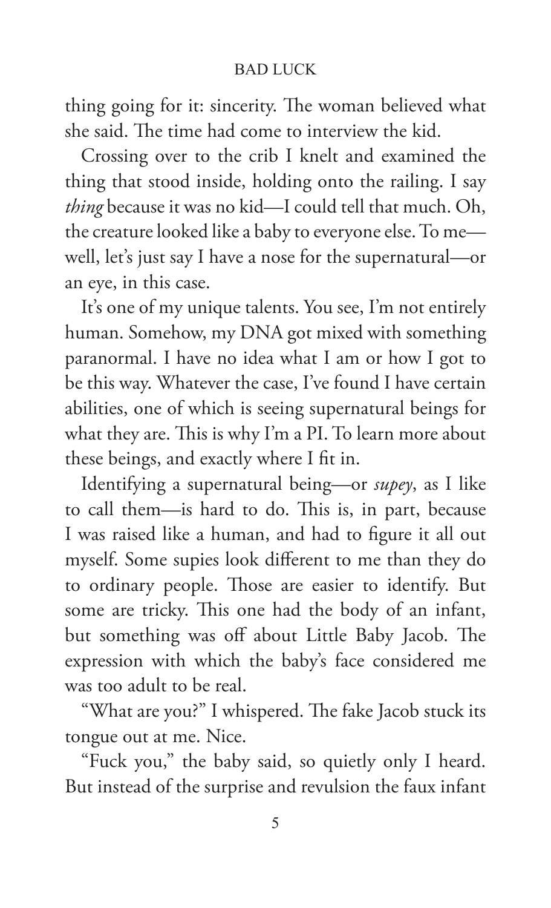thing going for it: sincerity. The woman believed what she said. The time had come to interview the kid.

Crossing over to the crib I knelt and examined the thing that stood inside, holding onto the railing. I say *thing* because it was no kid—I could tell that much. Oh, the creature looked like a baby to everyone else. To me—well, let's just say I have a nose for the supernatural—or an eye, in this case.

It's one of my unique talents. You see, I'm not entirely human. Somehow, my DNA got mixed with something paranormal. I have no idea what I am or how I got to be this way. Whatever the case, I've found I have certain abilities, one of which is seeing supernatural beings for what they are. This is why I'm a PI. To learn more about these beings, and exactly where I fit in.

Identifying a supernatural being—or *supey*, as I like to call them—is hard to do. This is, in part, because I was raised like a human, and had to figure it all out myself. Some supies look different to me than they do to ordinary people. Those are easier to identify. But some are tricky. This one had the body of an infant, but something was off about Little Baby Jacob. The expression with which the baby's face considered me was too adult to be real.

"What are you?" I whispered. The fake Jacob stuck its tongue out at me. Nice.

"Fuck you," the baby said, so quietly only I heard. But instead of the surprise and revulsion the faux infant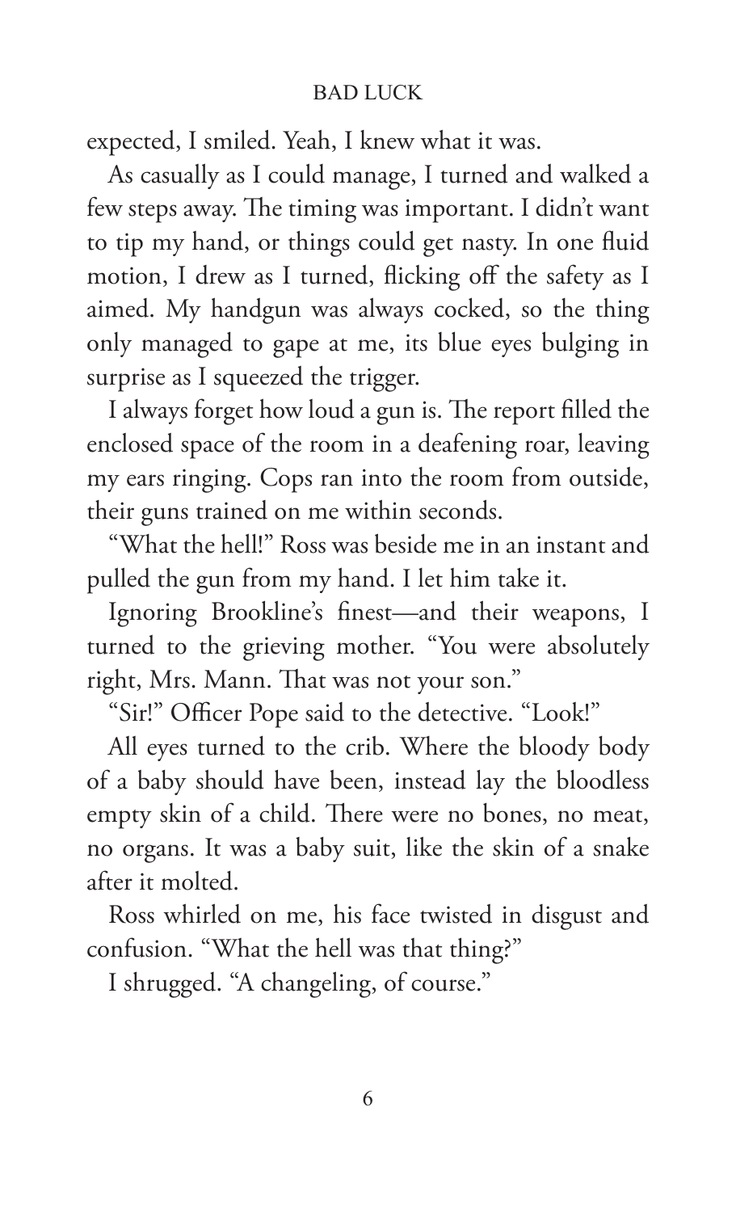expected, I smiled. Yeah, I knew what it was.

As casually as I could manage, I turned and walked a few steps away. The timing was important. I didn't want to tip my hand, or things could get nasty. In one fluid motion, I drew as I turned, flicking off the safety as I aimed. My handgun was always cocked, so the thing only managed to gape at me, its blue eyes bulging in surprise as I squeezed the trigger.

I always forget how loud a gun is. The report filled the enclosed space of the room in a deafening roar, leaving my ears ringing. Cops ran into the room from outside, their guns trained on me within seconds.

"What the hell!" Ross was beside me in an instant and pulled the gun from my hand. I let him take it.

Ignoring Brookline's finest—and their weapons, I turned to the grieving mother. "You were absolutely right, Mrs. Mann. That was not your son."

"Sir!" Officer Pope said to the detective. "Look!"

All eyes turned to the crib. Where the bloody body of a baby should have been, instead lay the bloodless empty skin of a child. There were no bones, no meat, no organs. It was a baby suit, like the skin of a snake after it molted.

Ross whirled on me, his face twisted in disgust and confusion. "What the hell was that thing?"

I shrugged. "A changeling, of course."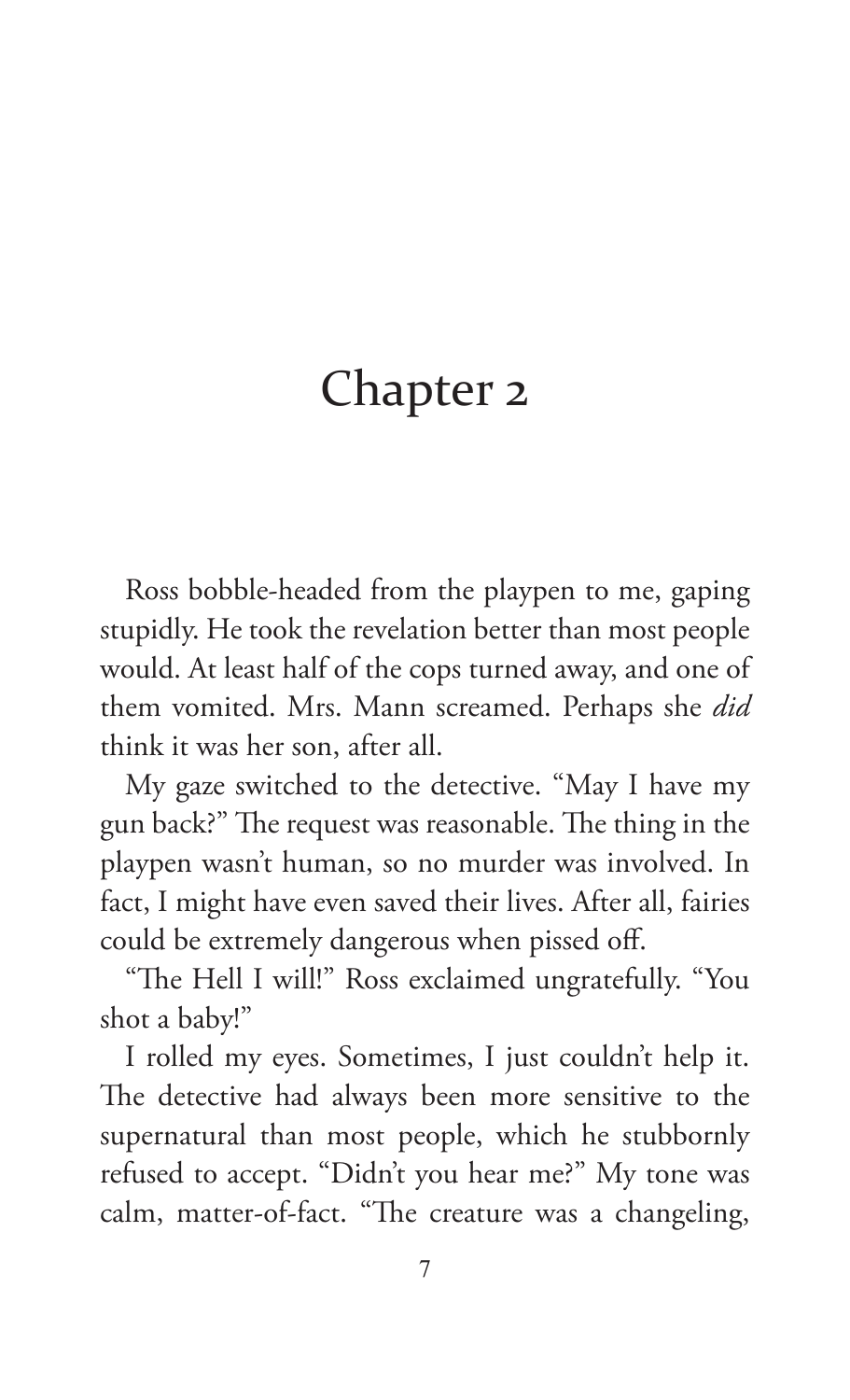# Chapter 2

Ross bobble-headed from the playpen to me, gaping stupidly. He took the revelation better than most people would. At least half of the cops turned away, and one of them vomited. Mrs. Mann screamed. Perhaps she *did* think it was her son, after all.

My gaze switched to the detective. "May I have my gun back?" The request was reasonable. The thing in the playpen wasn't human, so no murder was involved. In fact, I might have even saved their lives. After all, fairies could be extremely dangerous when pissed off.

"The Hell I will!" Ross exclaimed ungratefully. "You shot a baby!"

I rolled my eyes. Sometimes, I just couldn't help it. The detective had always been more sensitive to the supernatural than most people, which he stubbornly refused to accept. "Didn't you hear me?" My tone was calm, matter-of-fact. "The creature was a changeling,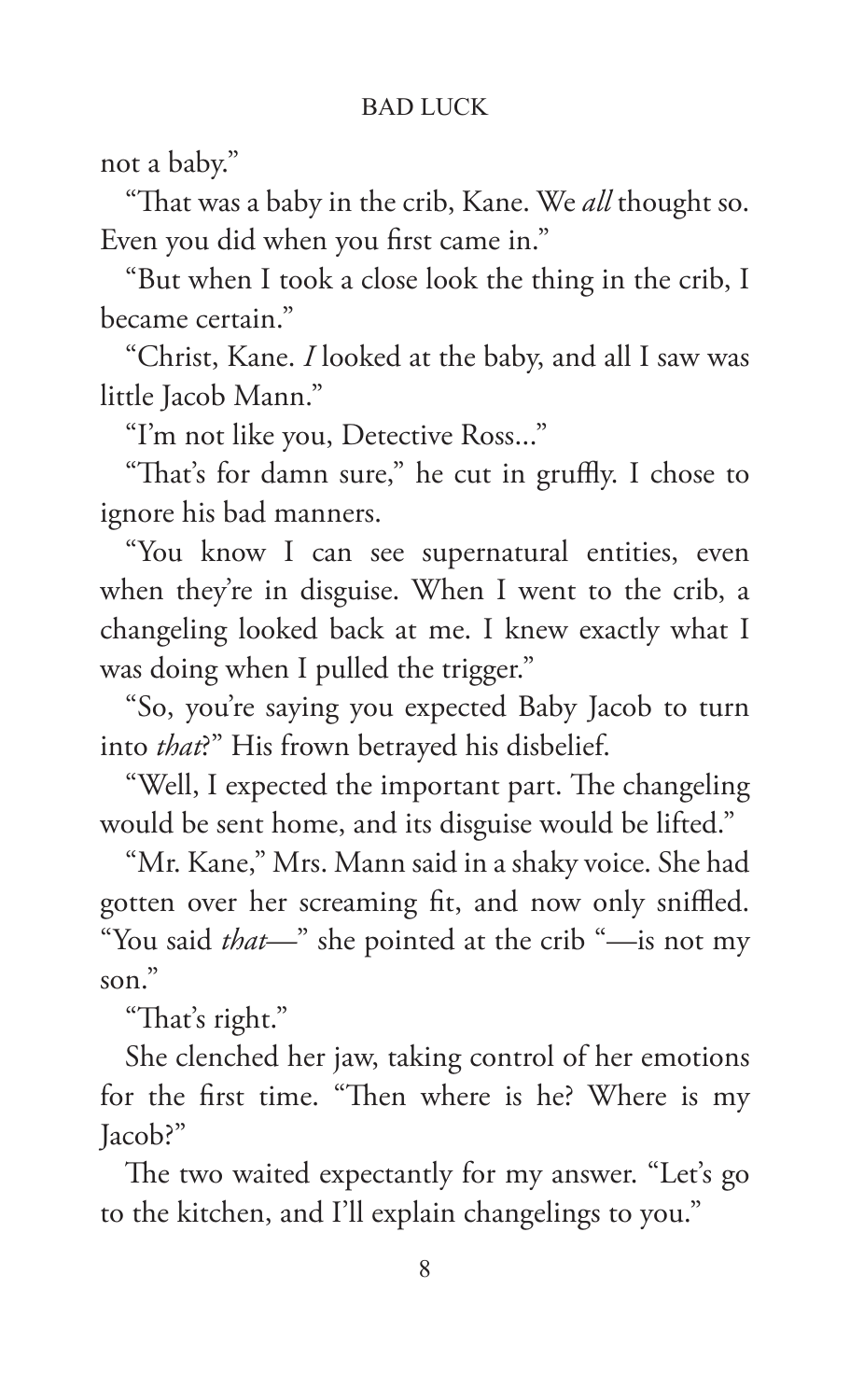not a baby."

"That was a baby in the crib, Kane. We *all* thought so. Even you did when you first came in."

"But when I took a close look the thing in the crib, I became certain."

"Christ, Kane. *I* looked at the baby, and all I saw was little Jacob Mann."

"I'm not like you, Detective Ross..."

"That's for damn sure," he cut in gruffly. I chose to ignore his bad manners.

"You know I can see supernatural entities, even when they're in disguise. When I went to the crib, a changeling looked back at me. I knew exactly what I was doing when I pulled the trigger."

"So, you're saying you expected Baby Jacob to turn into *that*?" His frown betrayed his disbelief.

"Well, I expected the important part. The changeling would be sent home, and its disguise would be lifted."

"Mr. Kane," Mrs. Mann said in a shaky voice. She had gotten over her screaming fit, and now only sniffled. "You said *that*—" she pointed at the crib "—is not my son."

"That's right."

She clenched her jaw, taking control of her emotions for the first time. "Then where is he? Where is my Jacob?"

The two waited expectantly for my answer. "Let's go to the kitchen, and I'll explain changelings to you."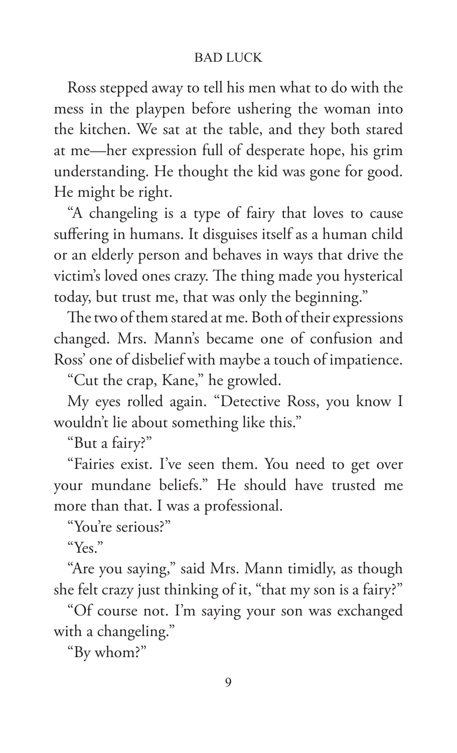Ross stepped away to tell his men what to do with the mess in the playpen before ushering the woman into the kitchen. We sat at the table, and they both stared at me—her expression full of desperate hope, his grim understanding. He thought the kid was gone for good. He might be right.

"A changeling is a type of fairy that loves to cause suffering in humans. It disguises itself as a human child or an elderly person and behaves in ways that drive the victim's loved ones crazy. The thing made you hysterical today, but trust me, that was only the beginning."

The two of them stared at me. Both of their expressions changed. Mrs. Mann's became one of confusion and Ross' one of disbelief with maybe a touch of impatience.

"Cut the crap, Kane," he growled.

My eyes rolled again. "Detective Ross, you know I wouldn't lie about something like this."

"But a fairy?"

"Fairies exist. I've seen them. You need to get over your mundane beliefs." He should have trusted me more than that. I was a professional.

"You're serious?"

"Yes."

"Are you saying," said Mrs. Mann timidly, as though she felt crazy just thinking of it, "that my son is a fairy?"

"Of course not. I'm saying your son was exchanged with a changeling."

"By whom?"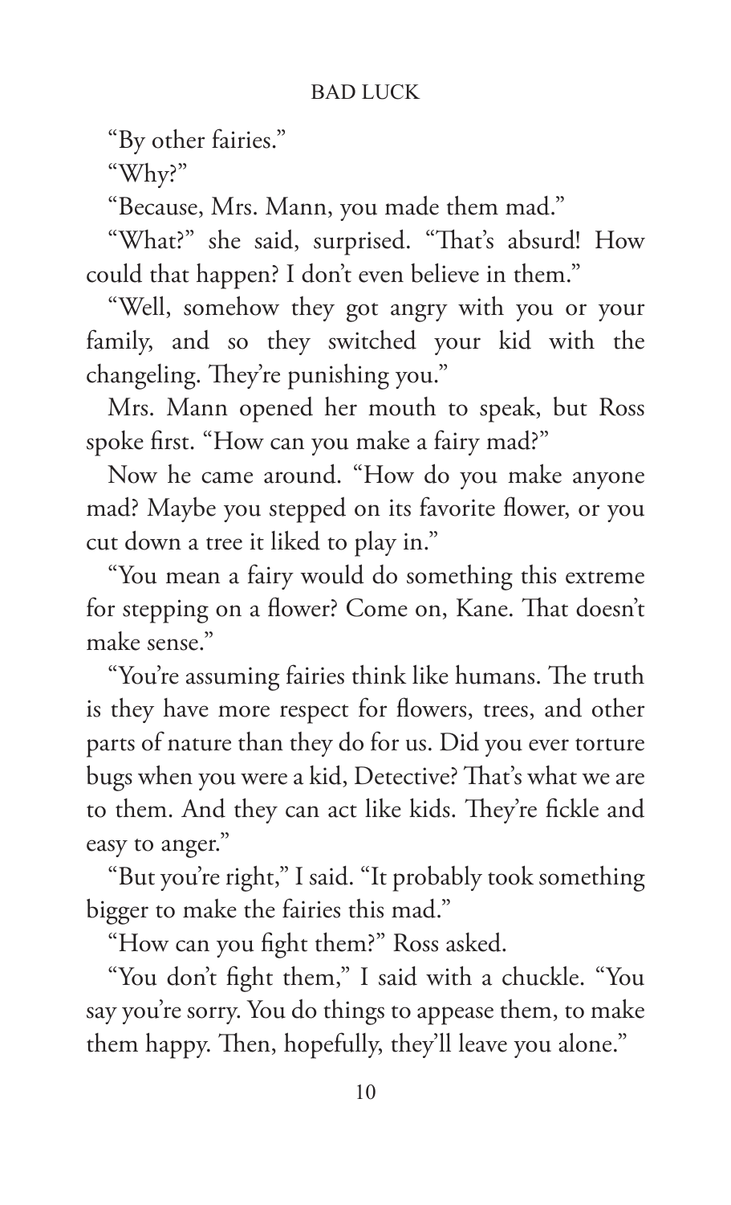"By other fairies."

"Why?"

"Because, Mrs. Mann, you made them mad."

"What?" she said, surprised. "That's absurd! How could that happen? I don't even believe in them."

"Well, somehow they got angry with you or your family, and so they switched your kid with the changeling. They're punishing you."

Mrs. Mann opened her mouth to speak, but Ross spoke first. "How can you make a fairy mad?"

Now he came around. "How do you make anyone mad? Maybe you stepped on its favorite flower, or you cut down a tree it liked to play in."

"You mean a fairy would do something this extreme for stepping on a flower? Come on, Kane. That doesn't make sense."

"You're assuming fairies think like humans. The truth is they have more respect for flowers, trees, and other parts of nature than they do for us. Did you ever torture bugs when you were a kid, Detective? That's what we are to them. And they can act like kids. They're fickle and easy to anger."

"But you're right," I said. "It probably took something bigger to make the fairies this mad."

"How can you fight them?" Ross asked.

"You don't fight them," I said with a chuckle. "You say you're sorry. You do things to appease them, to make them happy. Then, hopefully, they'll leave you alone."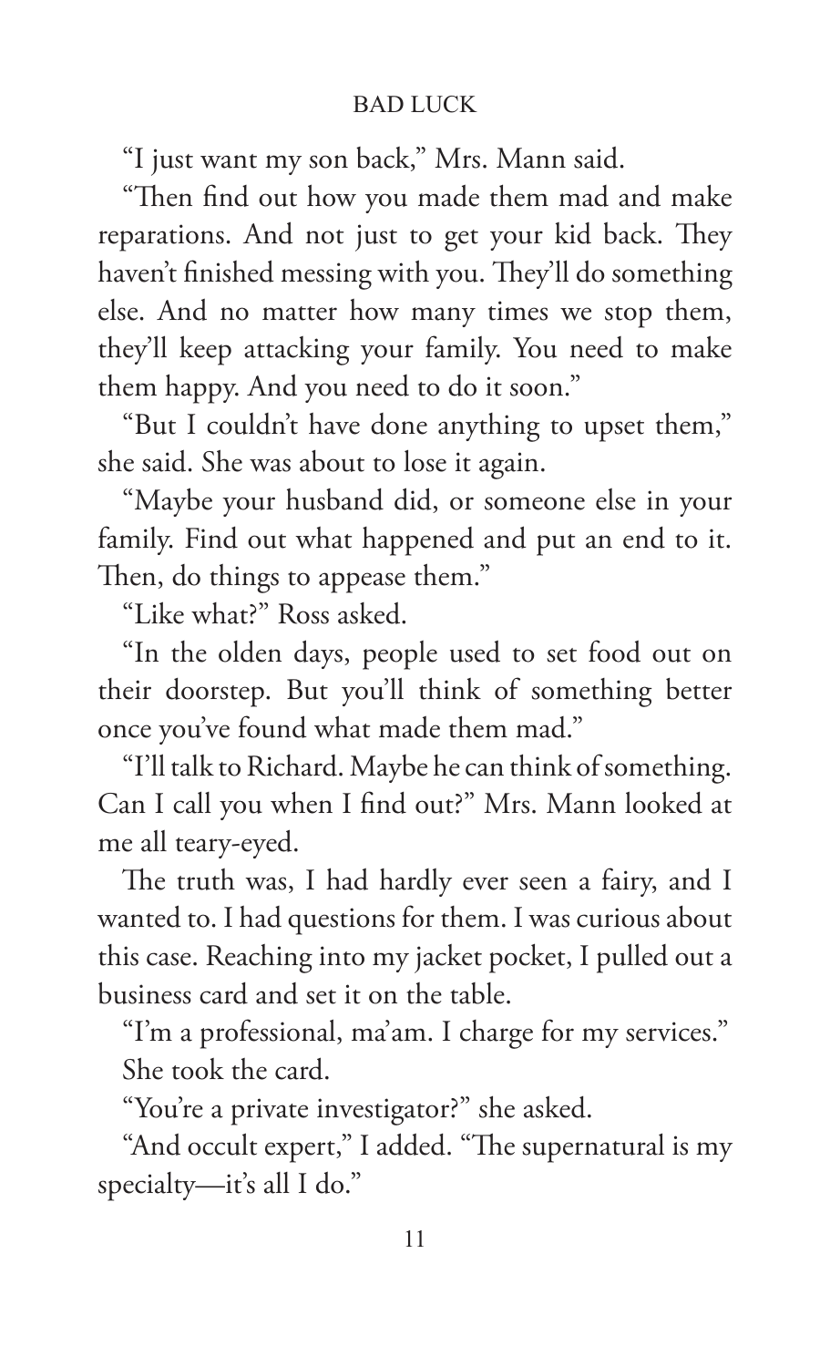"I just want my son back," Mrs. Mann said.

"Then find out how you made them mad and make reparations. And not just to get your kid back. They haven't finished messing with you. They'll do something else. And no matter how many times we stop them, they'll keep attacking your family. You need to make them happy. And you need to do it soon."

"But I couldn't have done anything to upset them," she said. She was about to lose it again.

"Maybe your husband did, or someone else in your family. Find out what happened and put an end to it. Then, do things to appease them."

"Like what?" Ross asked.

"In the olden days, people used to set food out on their doorstep. But you'll think of something better once you've found what made them mad."

"I'll talk to Richard. Maybe he can think of something. Can I call you when I find out?" Mrs. Mann looked at me all teary-eyed.

The truth was, I had hardly ever seen a fairy, and I wanted to. I had questions for them. I was curious about this case. Reaching into my jacket pocket, I pulled out a business card and set it on the table.

"I'm a professional, ma'am. I charge for my services."

She took the card.

"You're a private investigator?" she asked.

"And occult expert," I added. "The supernatural is my specialty—it's all I do."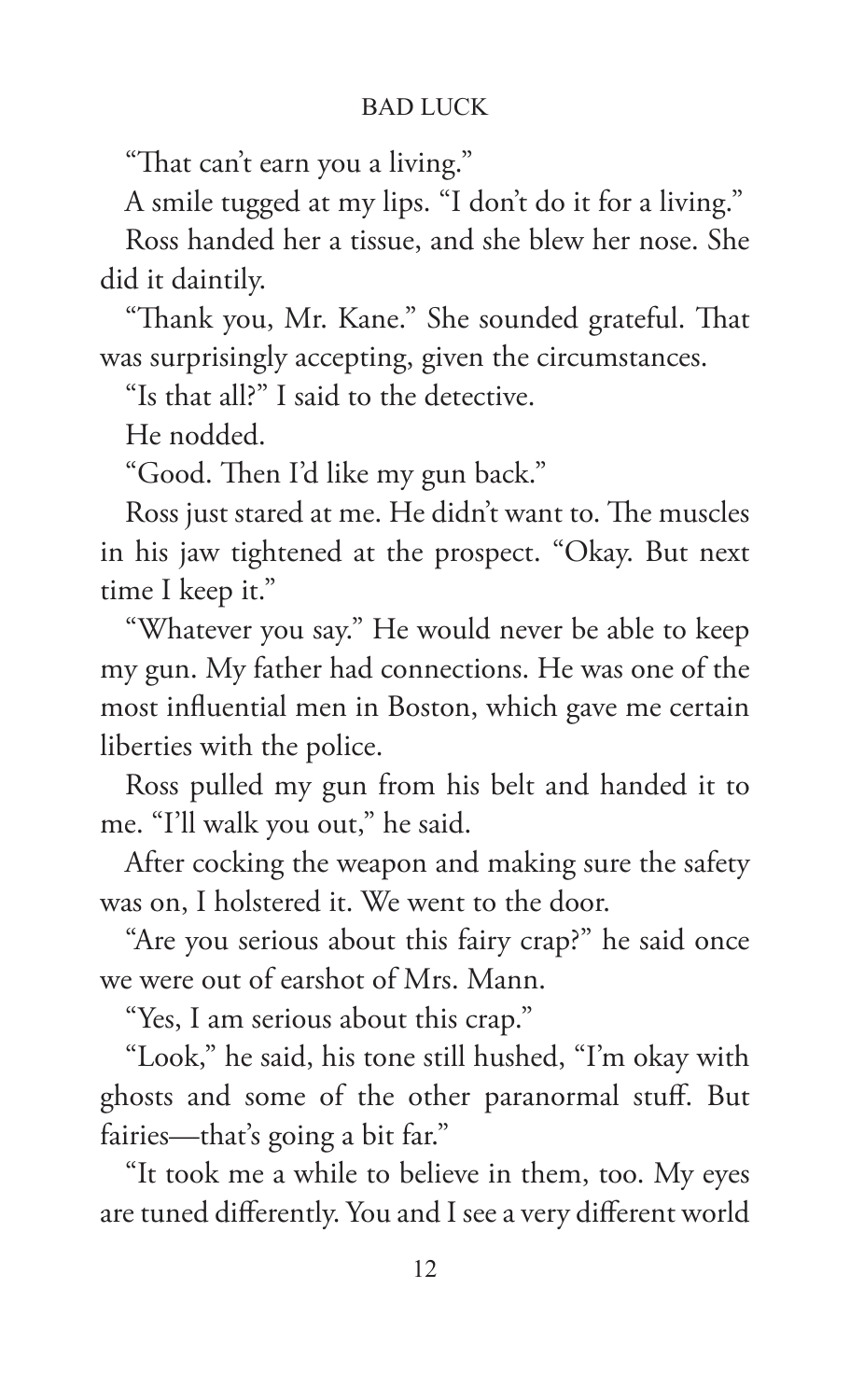"That can't earn you a living."

A smile tugged at my lips. "I don't do it for a living."

Ross handed her a tissue, and she blew her nose. She did it daintily.

"Thank you, Mr. Kane." She sounded grateful. That was surprisingly accepting, given the circumstances.

"Is that all?" I said to the detective.

He nodded.

"Good. Then I'd like my gun back."

Ross just stared at me. He didn't want to. The muscles in his jaw tightened at the prospect. "Okay. But next time I keep it."

"Whatever you say." He would never be able to keep my gun. My father had connections. He was one of the most influential men in Boston, which gave me certain liberties with the police.

Ross pulled my gun from his belt and handed it to me. "I'll walk you out," he said.

After cocking the weapon and making sure the safety was on, I holstered it. We went to the door.

"Are you serious about this fairy crap?" he said once we were out of earshot of Mrs. Mann.

"Yes, I am serious about this crap."

"Look," he said, his tone still hushed, "I'm okay with ghosts and some of the other paranormal stuff. But fairies—that's going a bit far."

"It took me a while to believe in them, too. My eyes are tuned differently. You and I see a very different world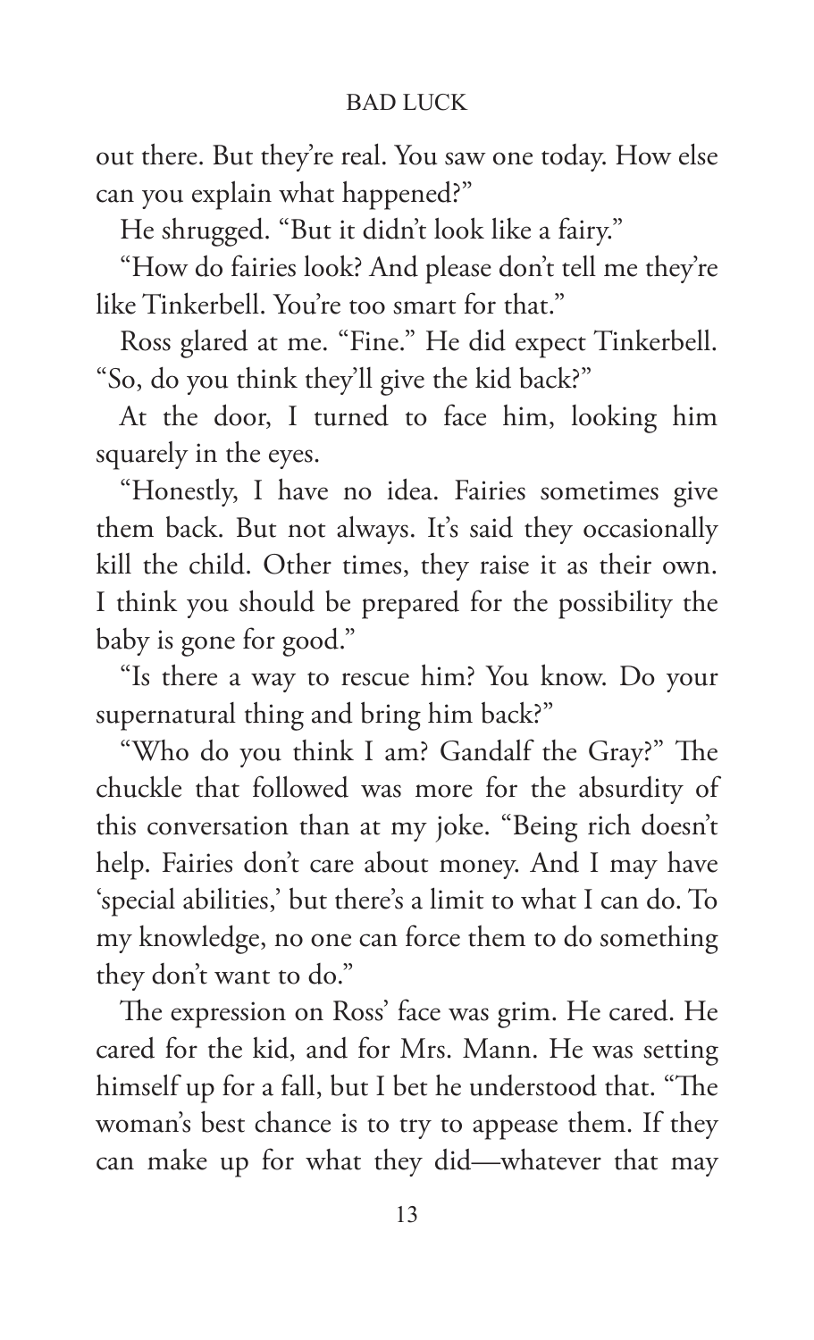out there. But they're real. You saw one today. How else can you explain what happened?"

He shrugged. "But it didn't look like a fairy."

"How do fairies look? And please don't tell me they're like Tinkerbell. You're too smart for that."

Ross glared at me. "Fine." He did expect Tinkerbell. "So, do you think they'll give the kid back?"

At the door, I turned to face him, looking him squarely in the eyes.

"Honestly, I have no idea. Fairies sometimes give them back. But not always. It's said they occasionally kill the child. Other times, they raise it as their own. I think you should be prepared for the possibility the baby is gone for good."

"Is there a way to rescue him? You know. Do your supernatural thing and bring him back?"

"Who do you think I am? Gandalf the Gray?" The chuckle that followed was more for the absurdity of this conversation than at my joke. "Being rich doesn't help. Fairies don't care about money. And I may have 'special abilities,' but there's a limit to what I can do. To my knowledge, no one can force them to do something they don't want to do."

The expression on Ross' face was grim. He cared. He cared for the kid, and for Mrs. Mann. He was setting himself up for a fall, but I bet he understood that. "The woman's best chance is to try to appease them. If they can make up for what they did—whatever that may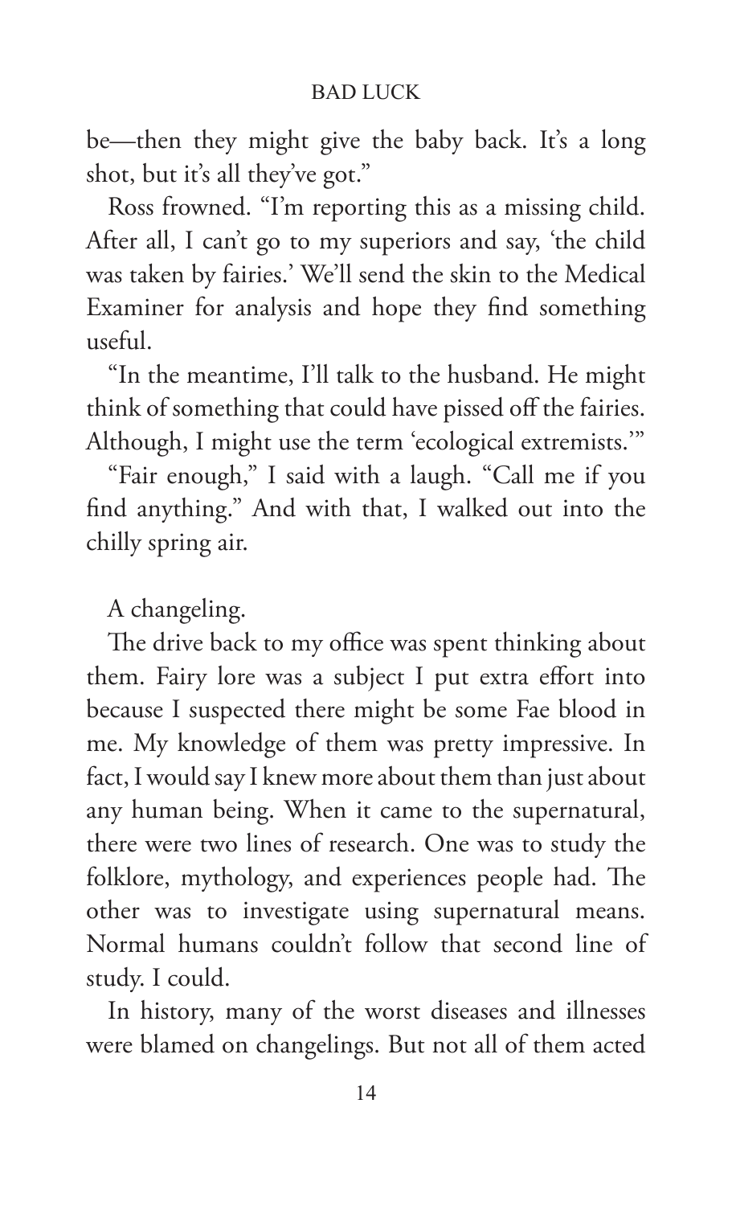be—then they might give the baby back. It's a long shot, but it's all they've got."

Ross frowned. "I'm reporting this as a missing child. After all, I can't go to my superiors and say, 'the child was taken by fairies.' We'll send the skin to the Medical Examiner for analysis and hope they find something useful.

"In the meantime, I'll talk to the husband. He might think of something that could have pissed off the fairies. Although, I might use the term 'ecological extremists.'"

"Fair enough," I said with a laugh. "Call me if you find anything." And with that, I walked out into the chilly spring air.

A changeling.

The drive back to my office was spent thinking about them. Fairy lore was a subject I put extra effort into because I suspected there might be some Fae blood in me. My knowledge of them was pretty impressive. In fact, I would say I knew more about them than just about any human being. When it came to the supernatural, there were two lines of research. One was to study the folklore, mythology, and experiences people had. The other was to investigate using supernatural means. Normal humans couldn't follow that second line of study. I could.

In history, many of the worst diseases and illnesses were blamed on changelings. But not all of them acted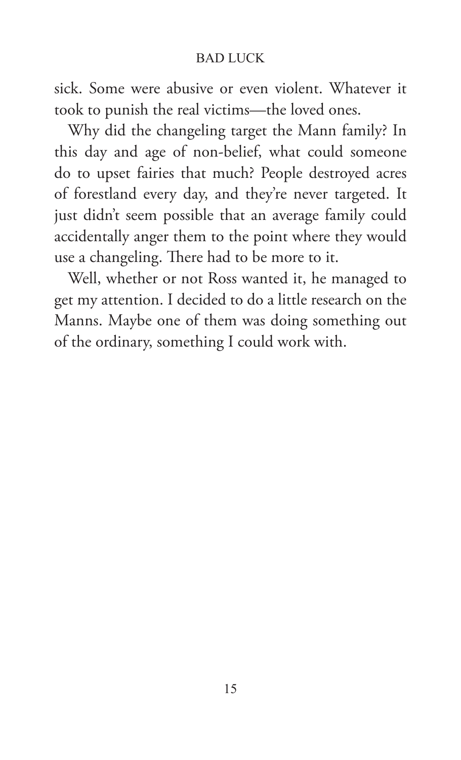sick. Some were abusive or even violent. Whatever it took to punish the real victims—the loved ones.

Why did the changeling target the Mann family? In this day and age of non-belief, what could someone do to upset fairies that much? People destroyed acres of forestland every day, and they're never targeted. It just didn't seem possible that an average family could accidentally anger them to the point where they would use a changeling. There had to be more to it.

Well, whether or not Ross wanted it, he managed to get my attention. I decided to do a little research on the Manns. Maybe one of them was doing something out of the ordinary, something I could work with.